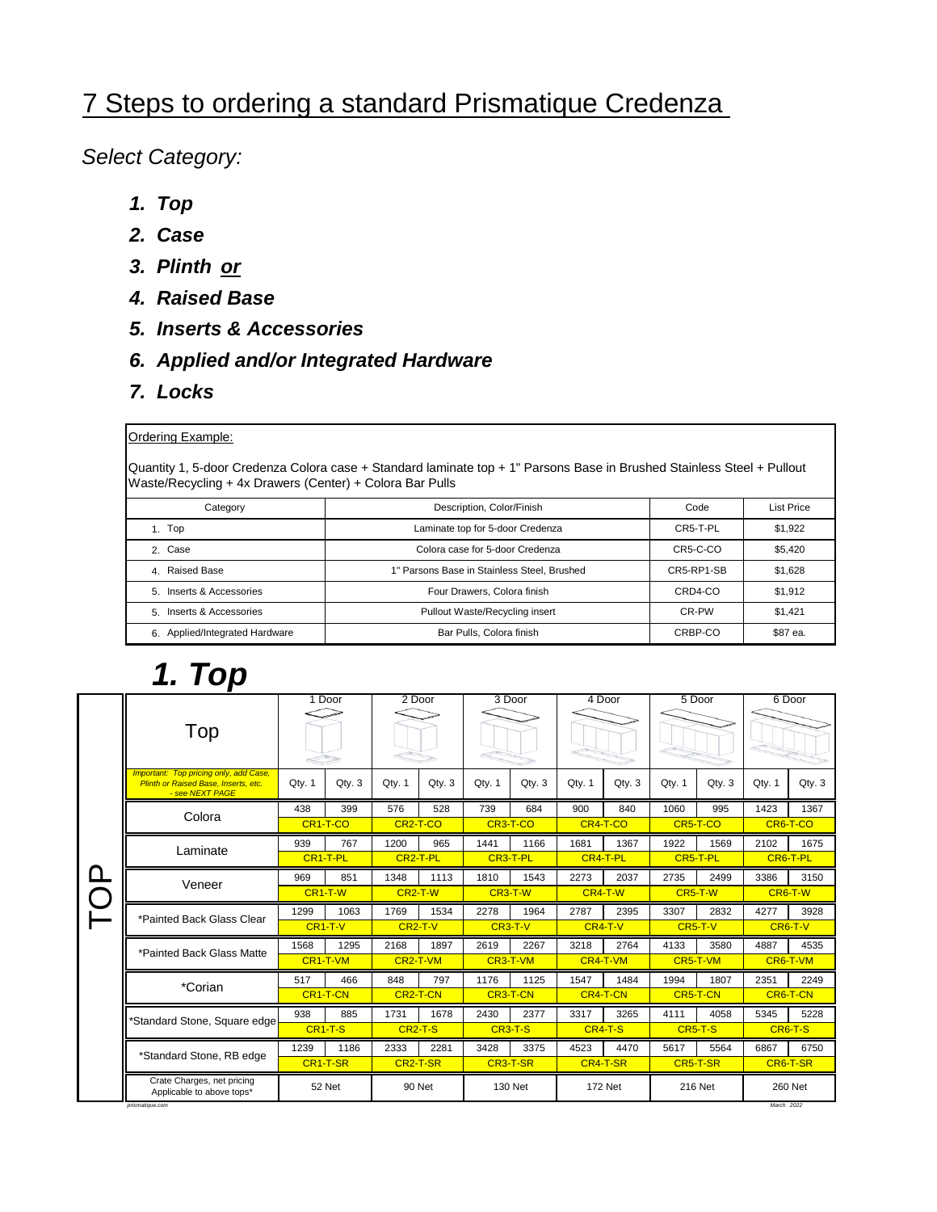# 7 Steps to ordering a standard Prismatique Credenza

*Select Category:*

1. ***Top***
2. ***Case***
3. ***Plinth or***
4. ***Raised Base***
5. ***Inserts & Accessories***
6. ***Applied and/or Integrated Hardware***
7. ***Locks***

Ordering Example:

Quantity 1, 5-door Credenza Colora case + Standard laminate top + 1" Parsons Base in Brushed Stainless Steel + Pullout Waste/Recycling + 4x Drawers (Center) + Colora Bar Pulls

| Category | Description, Color/Finish | Code | List Price |
|---|---|---|---|
| 1. Top | Laminate top for 5-door Credenza | CR5-T-PL | $1,922 |
| 2. Case | Colora case for 5-door Credenza | CR5-C-CO | $5,420 |
| 4. Raised Base | 1" Parsons Base in Stainless Steel, Brushed | CR5-RP1-SB | $1,628 |
| 5. Inserts & Accessories | Four Drawers, Colora finish | CRD4-CO | $1,912 |
| 5. Inserts & Accessories | Pullout Waste/Recycling insert | CR-PW | $1,421 |
| 6. Applied/Integrated Hardware | Bar Pulls, Colora finish | CRBP-CO | $87 ea. |

# 1. Top

| TOP | 1 Door | | 2 Door | | 3 Door | | 4 Door | | 5 Door | | 6 Door | |
|---|---|---|---|---|---|---|---|---|---|---|---|---|
| *Important: Top pricing only, add Case, Plinth or Raised Base, Inserts, etc. - see NEXT PAGE* | Qty. 1 | Qty. 3 | Qty. 1 | Qty. 3 | Qty. 1 | Qty. 3 | Qty. 1 | Qty. 3 | Qty. 1 | Qty. 3 | Qty. 1 | Qty. 3 |
| Colora | 438 | 399 | 576 | 528 | 739 | 684 | 900 | 840 | 1060 | 995 | 1423 | 1367 |
| | CR1-T-CO | | CR2-T-CO | | CR3-T-CO | | CR4-T-CO | | CR5-T-CO | | CR6-T-CO | |
| Laminate | 939 | 767 | 1200 | 965 | 1441 | 1166 | 1681 | 1367 | 1922 | 1569 | 2102 | 1675 |
| | CR1-T-PL | | CR2-T-PL | | CR3-T-PL | | CR4-T-PL | | CR5-T-PL | | CR6-T-PL | |
| Veneer | 969 | 851 | 1348 | 1113 | 1810 | 1543 | 2273 | 2037 | 2735 | 2499 | 3386 | 3150 |
| | CR1-T-W | | CR2-T-W | | CR3-T-W | | CR4-T-W | | CR5-T-W | | CR6-T-W | |
| *Painted Back Glass Clear | 1299 | 1063 | 1769 | 1534 | 2278 | 1964 | 2787 | 2395 | 3307 | 2832 | 4277 | 3928 |
| | CR1-T-V | | CR2-T-V | | CR3-T-V | | CR4-T-V | | CR5-T-V | | CR6-T-V | |
| *Painted Back Glass Matte | 1568 | 1295 | 2168 | 1897 | 2619 | 2267 | 3218 | 2764 | 4133 | 3580 | 4887 | 4535 |
| | CR1-T-VM | | CR2-T-VM | | CR3-T-VM | | CR4-T-VM | | CR5-T-VM | | CR6-T-VM | |
| *Corian | 517 | 466 | 848 | 797 | 1176 | 1125 | 1547 | 1484 | 1994 | 1807 | 2351 | 2249 |
| | CR1-T-CN | | CR2-T-CN | | CR3-T-CN | | CR4-T-CN | | CR5-T-CN | | CR6-T-CN | |
| *Standard Stone, Square edge | 938 | 885 | 1731 | 1678 | 2430 | 2377 | 3317 | 3265 | 4111 | 4058 | 5345 | 5228 |
| | CR1-T-S | | CR2-T-S | | CR3-T-S | | CR4-T-S | | CR5-T-S | | CR6-T-S | |
| *Standard Stone, RB edge | 1239 | 1186 | 2333 | 2281 | 3428 | 3375 | 4523 | 4470 | 5617 | 5564 | 6867 | 6750 |
| | CR1-T-SR | | CR2-T-SR | | CR3-T-SR | | CR4-T-SR | | CR5-T-SR | | CR6-T-SR | |
| Crate Charges, net pricing Applicable to above tops* | 52 Net | | 90 Net | | 130 Net | | 172 Net | | 216 Net | | 260 Net | |

prismatique.com

March 2022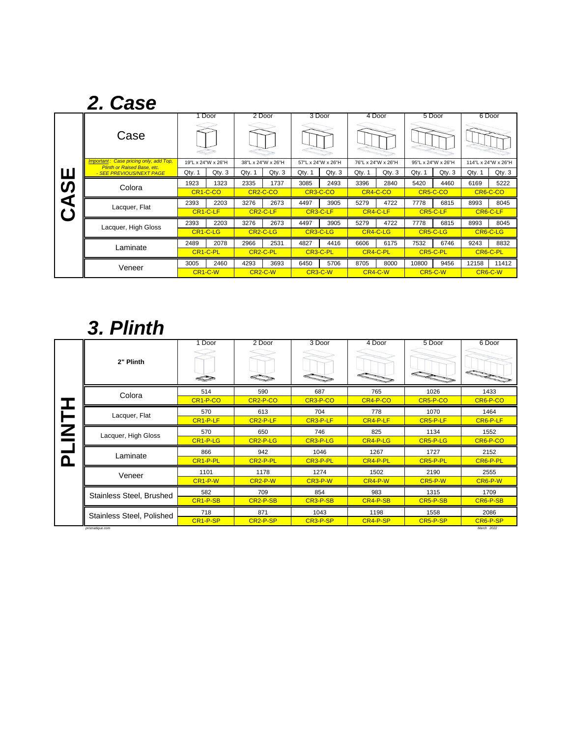## 2. Case

**CASE**

| Case | 1 Door | | 2 Door | | 3 Door | | 4 Door | | 5 Door | | 6 Door | |
|---|---|---|---|---|---|---|---|---|---|---|---|---|
| *Important : Case pricing only, add Top, Plinth or Raised Base, etc. - SEE PREVIOUS/NEXT PAGE* | 19"L x 24"W x 26"H | | 38"L x 24"W x 26"H | | 57"L x 24"W x 26"H | | 76"L x 24"W x 26"H | | 95"L x 24"W x 26"H | | 114"L x 24"W x 26"H | |
| | Qty. 1 | Qty. 3 | Qty. 1 | Qty. 3 | Qty. 1 | Qty. 3 | Qty. 1 | Qty. 3 | Qty. 1 | Qty. 3 | Qty. 1 | Qty. 3 |
| Colora | 1923 | 1323 | 2335 | 1737 | 3085 | 2493 | 3396 | 2840 | 5420 | 4460 | 6169 | 5222 |
| | CR1-C-CO | | CR2-C-CO | | CR3-C-CO | | CR4-C-CO | | CR5-C-CO | | CR6-C-CO | |
| Lacquer, Flat | 2393 | 2203 | 3276 | 2673 | 4497 | 3905 | 5279 | 4722 | 7778 | 6815 | 8993 | 8045 |
| | CR1-C-LF | | CR2-C-LF | | CR3-C-LF | | CR4-C-LF | | CR5-C-LF | | CR6-C-LF | |
| Lacquer, High Gloss | 2393 | 2203 | 3276 | 2673 | 4497 | 3905 | 5279 | 4722 | 7778 | 6815 | 8993 | 8045 |
| | CR1-C-LG | | CR2-C-LG | | CR3-C-LG | | CR4-C-LG | | CR5-C-LG | | CR6-C-LG | |
| Laminate | 2489 | 2078 | 2966 | 2531 | 4827 | 4416 | 6606 | 6175 | 7532 | 6746 | 9243 | 8832 |
| | CR1-C-PL | | CR2-C-PL | | CR3-C-PL | | CR4-C-PL | | CR5-C-PL | | CR6-C-PL | |
| Veneer | 3005 | 2460 | 4293 | 3693 | 6450 | 5706 | 8705 | 8000 | 10800 | 9456 | 12158 | 11412 |
| | CR1-C-W | | CR2-C-W | | CR3-C-W | | CR4-C-W | | CR5-C-W | | CR6-C-W | |

## 3. Plinth

**PLINTH**

| 2" Plinth | 1 Door | 2 Door | 3 Door | 4 Door | 5 Door | 6 Door |
|---|---|---|---|---|---|---|
| Colora | 514 | 590 | 687 | 765 | 1026 | 1433 |
| | CR1-P-CO | CR2-P-CO | CR3-P-CO | CR4-P-CO | CR5-P-CO | CR6-P-CO |
| Lacquer, Flat | 570 | 613 | 704 | 778 | 1070 | 1464 |
| | CR1-P-LF | CR2-P-LF | CR3-P-LF | CR4-P-LF | CR5-P-LF | CR6-P-LF |
| Lacquer, High Gloss | 570 | 650 | 746 | 825 | 1134 | 1552 |
| | CR1-P-LG | CR2-P-LG | CR3-P-LG | CR4-P-LG | CR5-P-LG | CR6-P-CO |
| Laminate | 866 | 942 | 1046 | 1267 | 1727 | 2152 |
| | CR1-P-PL | CR2-P-PL | CR3-P-PL | CR4-P-PL | CR5-P-PL | CR6-P-PL |
| Veneer | 1101 | 1178 | 1274 | 1502 | 2190 | 2555 |
| | CR1-P-W | CR2-P-W | CR3-P-W | CR4-P-W | CR5-P-W | CR6-P-W |
| Stainless Steel, Brushed | 582 | 709 | 854 | 983 | 1315 | 1709 |
| | CR1-P-SB | CR2-P-SB | CR3-P-SB | CR4-P-SB | CR5-P-SB | CR6-P-SB |
| Stainless Steel, Polished | 718 | 871 | 1043 | 1198 | 1558 | 2086 |
| | CR1-P-SP | CR2-P-SP | CR3-P-SP | CR4-P-SP | CR5-P-SP | CR6-P-SP |

prismatique.com

March 2022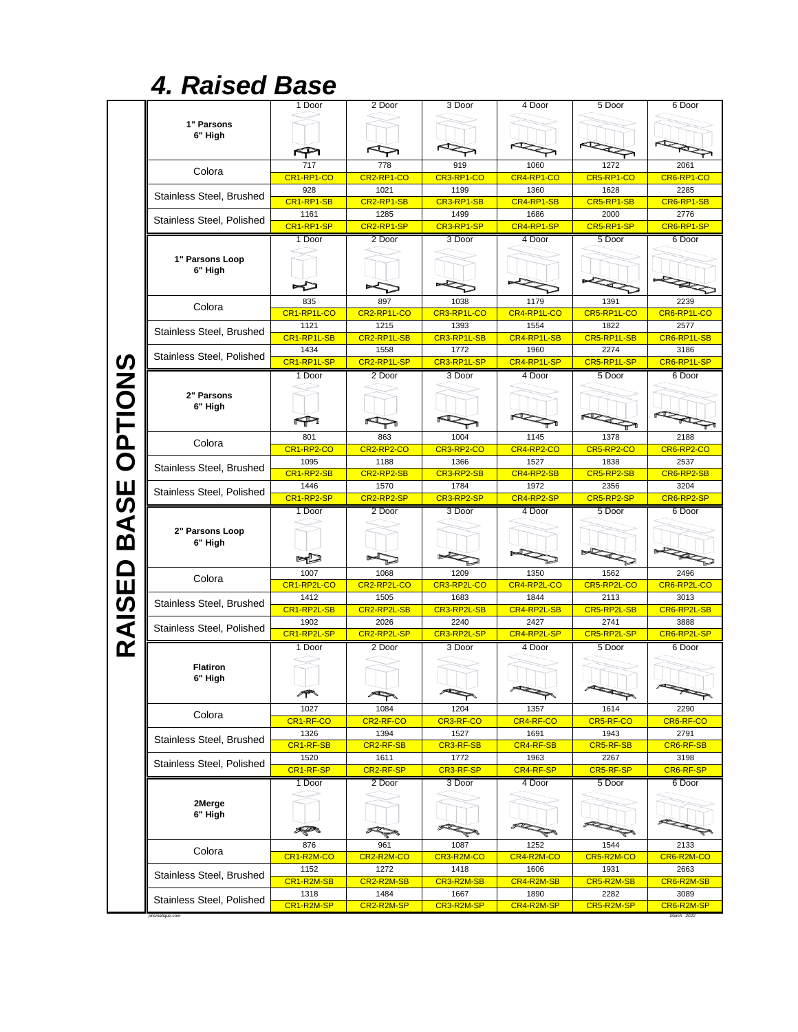# 4. Raised Base

**RAISED BASE OPTIONS**

| | 1 Door | 2 Door | 3 Door | 4 Door | 5 Door | 6 Door |
|---|---|---|---|---|---|---|
| **1" Parsons 6" High** | | | | | | |
| Colora | 717 | 778 | 919 | 1060 | 1272 | 2061 |
| | CR1-RP1-CO | CR2-RP1-CO | CR3-RP1-CO | CR4-RP1-CO | CR5-RP1-CO | CR6-RP1-CO |
| Stainless Steel, Brushed | 928 | 1021 | 1199 | 1360 | 1628 | 2285 |
| | CR1-RP1-SB | CR2-RP1-SB | CR3-RP1-SB | CR4-RP1-SB | CR5-RP1-SB | CR6-RP1-SB |
| Stainless Steel, Polished | 1161 | 1285 | 1499 | 1686 | 2000 | 2776 |
| | CR1-RP1-SP | CR2-RP1-SP | CR3-RP1-SP | CR4-RP1-SP | CR5-RP1-SP | CR6-RP1-SP |
| **1" Parsons Loop 6" High** | 1 Door | 2 Door | 3 Door | 4 Door | 5 Door | 6 Door |
| Colora | 835 | 897 | 1038 | 1179 | 1391 | 2239 |
| | CR1-RP1L-CO | CR2-RP1L-CO | CR3-RP1L-CO | CR4-RP1L-CO | CR5-RP1L-CO | CR6-RP1L-CO |
| Stainless Steel, Brushed | 1121 | 1215 | 1393 | 1554 | 1822 | 2577 |
| | CR1-RP1L-SB | CR2-RP1L-SB | CR3-RP1L-SB | CR4-RP1L-SB | CR5-RP1L-SB | CR6-RP1L-SB |
| Stainless Steel, Polished | 1434 | 1558 | 1772 | 1960 | 2274 | 3186 |
| | CR1-RP1L-SP | CR2-RP1L-SP | CR3-RP1L-SP | CR4-RP1L-SP | CR5-RP1L-SP | CR6-RP1L-SP |
| **2" Parsons 6" High** | 1 Door | 2 Door | 3 Door | 4 Door | 5 Door | 6 Door |
| Colora | 801 | 863 | 1004 | 1145 | 1378 | 2188 |
| | CR1-RP2-CO | CR2-RP2-CO | CR3-RP2-CO | CR4-RP2-CO | CR5-RP2-CO | CR6-RP2-CO |
| Stainless Steel, Brushed | 1095 | 1188 | 1366 | 1527 | 1838 | 2537 |
| | CR1-RP2-SB | CR2-RP2-SB | CR3-RP2-SB | CR4-RP2-SB | CR5-RP2-SB | CR6-RP2-SB |
| Stainless Steel, Polished | 1446 | 1570 | 1784 | 1972 | 2356 | 3204 |
| | CR1-RP2-SP | CR2-RP2-SP | CR3-RP2-SP | CR4-RP2-SP | CR5-RP2-SP | CR6-RP2-SP |
| **2" Parsons Loop 6" High** | 1 Door | 2 Door | 3 Door | 4 Door | 5 Door | 6 Door |
| Colora | 1007 | 1068 | 1209 | 1350 | 1562 | 2496 |
| | CR1-RP2L-CO | CR2-RP2L-CO | CR3-RP2L-CO | CR4-RP2L-CO | CR5-RP2L-CO | CR6-RP2L-CO |
| Stainless Steel, Brushed | 1412 | 1505 | 1683 | 1844 | 2113 | 3013 |
| | CR1-RP2L-SB | CR2-RP2L-SB | CR3-RP2L-SB | CR4-RP2L-SB | CR5-RP2L-SB | CR6-RP2L-SB |
| Stainless Steel, Polished | 1902 | 2026 | 2240 | 2427 | 2741 | 3888 |
| | CR1-RP2L-SP | CR2-RP2L-SP | CR3-RP2L-SP | CR4-RP2L-SP | CR5-RP2L-SP | CR6-RP2L-SP |
| **Flatiron 6" High** | 1 Door | 2 Door | 3 Door | 4 Door | 5 Door | 6 Door |
| Colora | 1027 | 1084 | 1204 | 1357 | 1614 | 2290 |
| | CR1-RF-CO | CR2-RF-CO | CR3-RF-CO | CR4-RF-CO | CR5-RF-CO | CR6-RF-CO |
| Stainless Steel, Brushed | 1326 | 1394 | 1527 | 1691 | 1943 | 2791 |
| | CR1-RF-SB | CR2-RF-SB | CR3-RF-SB | CR4-RF-SB | CR5-RF-SB | CR6-RF-SB |
| Stainless Steel, Polished | 1520 | 1611 | 1772 | 1963 | 2267 | 3198 |
| | CR1-RF-SP | CR2-RF-SP | CR3-RF-SP | CR4-RF-SP | CR5-RF-SP | CR6-RF-SP |
| **2Merge 6" High** | 1 Door | 2 Door | 3 Door | 4 Door | 5 Door | 6 Door |
| Colora | 876 | 961 | 1087 | 1252 | 1544 | 2133 |
| | CR1-R2M-CO | CR2-R2M-CO | CR3-R2M-CO | CR4-R2M-CO | CR5-R2M-CO | CR6-R2M-CO |
| Stainless Steel, Brushed | 1152 | 1272 | 1418 | 1606 | 1931 | 2663 |
| | CR1-R2M-SB | CR2-R2M-SB | CR3-R2M-SB | CR4-R2M-SB | CR5-R2M-SB | CR6-R2M-SB |
| Stainless Steel, Polished | 1318 | 1484 | 1667 | 1890 | 2282 | 3089 |
| | CR1-R2M-SP | CR2-R2M-SP | CR3-R2M-SP | CR4-R2M-SP | CR5-R2M-SP | CR6-R2M-SP |

*prismatique.com* *March 2022*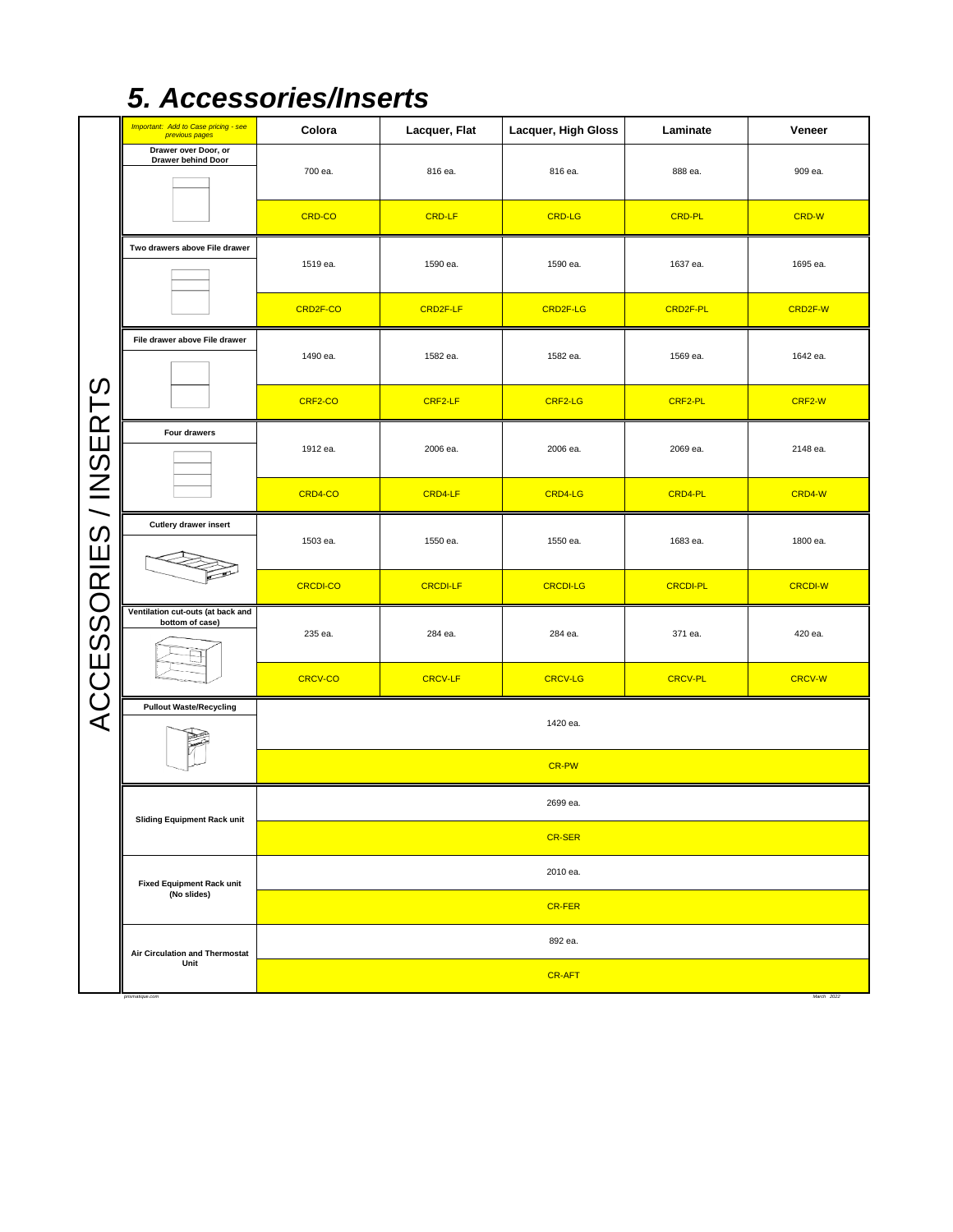# 5. Accessories/Inserts

ACCESSORIES / INSERTS

| *Important: Add to Case pricing - see previous pages* | Colora | Lacquer, Flat | Lacquer, High Gloss | Laminate | Veneer |
|---|---|---|---|---|---|
| **Drawer over Door, or Drawer behind Door** | 700 ea. | 816 ea. | 816 ea. | 888 ea. | 909 ea. |
| | CRD-CO | CRD-LF | CRD-LG | CRD-PL | CRD-W |
| **Two drawers above File drawer** | 1519 ea. | 1590 ea. | 1590 ea. | 1637 ea. | 1695 ea. |
| | CRD2F-CO | CRD2F-LF | CRD2F-LG | CRD2F-PL | CRD2F-W |
| **File drawer above File drawer** | 1490 ea. | 1582 ea. | 1582 ea. | 1569 ea. | 1642 ea. |
| | CRF2-CO | CRF2-LF | CRF2-LG | CRF2-PL | CRF2-W |
| **Four drawers** | 1912 ea. | 2006 ea. | 2006 ea. | 2069 ea. | 2148 ea. |
| | CRD4-CO | CRD4-LF | CRD4-LG | CRD4-PL | CRD4-W |
| **Cutlery drawer insert** | 1503 ea. | 1550 ea. | 1550 ea. | 1683 ea. | 1800 ea. |
| | CRCDI-CO | CRCDI-LF | CRCDI-LG | CRCDI-PL | CRCDI-W |
| **Ventilation cut-outs (at back and bottom of case)** | 235 ea. | 284 ea. | 284 ea. | 371 ea. | 420 ea. |
| | CRCV-CO | CRCV-LF | CRCV-LG | CRCV-PL | CRCV-W |
| **Pullout Waste/Recycling** | 1420 ea. | | | | |
| | CR-PW | | | | |
| **Sliding Equipment Rack unit** | 2699 ea. | | | | |
| | CR-SER | | | | |
| **Fixed Equipment Rack unit (No slides)** | 2010 ea. | | | | |
| | CR-FER | | | | |
| **Air Circulation and Thermostat Unit** | 892 ea. | | | | |
| | CR-AFT | | | | |

*prismatique.com* *March 2022*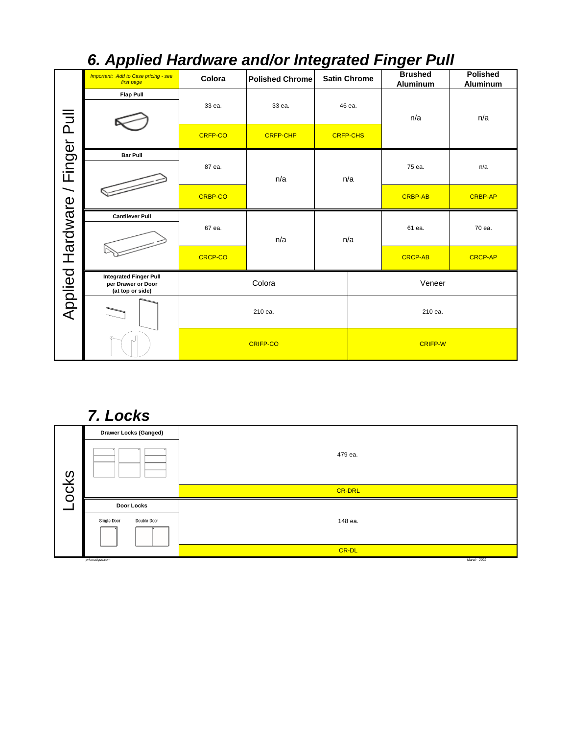## 6. Applied Hardware and/or Integrated Finger Pull

**Applied Hardware / Finger Pull**

| *Important: Add to Case pricing - see first page* | Colora | Polished Chrome | Satin Chrome | Brushed Aluminum | Polished Aluminum |
|---|---|---|---|---|---|
| **Flap Pull** | 33 ea. | 33 ea. | 46 ea. | n/a | n/a |
| | CRFP-CO | CRFP-CHP | CRFP-CHS | | |
| **Bar Pull** | 87 ea. | n/a | n/a | 75 ea. | n/a |
| | CRBP-CO | | | CRBP-AB | CRBP-AP |
| **Cantilever Pull** | 67 ea. | n/a | n/a | 61 ea. | 70 ea. |
| | CRCP-CO | | | CRCP-AB | CRCP-AP |

| **Integrated Finger Pull per Drawer or Door (at top or side)** | Colora | Veneer |
|---|---|---|
| | 210 ea. | 210 ea. |
| | CRIFP-CO | CRIFP-W |

## 7. Locks

**Locks**

| | |
|---|---|
| **Drawer Locks (Ganged)** | 479 ea. |
| | CR-DRL |
| **Door Locks** (Single Door, Double Door) | 148 ea. |
| | CR-DL |

*prismatique.com*

*March 2022*